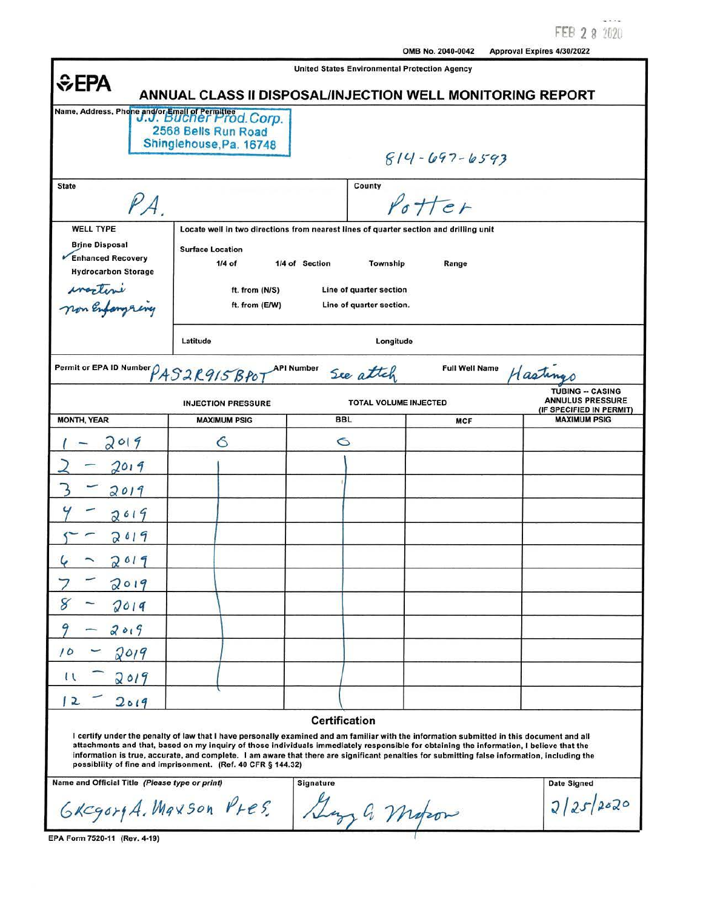FEB 2 8 2020

OMB No. 2040-0042 Approval Expires 4/30/2022

United States Environmental Protection Agency

EPA

# ANNUAL CLASS II DISPOSAL/INJECTION WELL MONITORING REPORT

**Name, Address, Phone and/or Email of Permittee**

J.J. Bucher Prod. Corp.
2568 Bells Run Road
Shinglehouse, Pa. 16748

814-697-6593

| State | County |
|---|---|
| PA. | Potter |

**WELL TYPE**

- Brine Disposal
- ✓ Enhanced Recovery
- Hydrocarbon Storage

inactive
non Enforcing

**Locate well in two directions from nearest lines of quarter section and drilling unit**

Surface Location
1/4 of 1/4 of Section Township Range

ft. from (N/S) Line of quarter section
ft. from (E/W) Line of quarter section.

Latitude Longitude

**Permit or EPA ID Number** PAS2R915BPOT **API Number** See attch **Full Well Name** Hastings

| MONTH, YEAR | INJECTION PRESSURE MAXIMUM PSIG | TOTAL VOLUME INJECTED BBL | TOTAL VOLUME INJECTED MCF | TUBING -- CASING ANNULUS PRESSURE (IF SPECIFIED IN PERMIT) MAXIMUM PSIG |
|---|---|---|---|---|
| 1 - 2019 | 0 | 0 | | |
| 2 - 2019 | | | | |
| 3 - 2019 | | | | |
| 4 - 2019 | | | | |
| 5 - 2019 | | | | |
| 6 - 2019 | | | | |
| 7 - 2019 | | | | |
| 8 - 2019 | | | | |
| 9 - 2019 | | | | |
| 10 - 2019 | | | | |
| 11 - 2019 | | | | |
| 12 - 2019 | | | | |

## Certification

I certify under the penalty of law that I have personally examined and am familiar with the information submitted in this document and all attachments and that, based on my inquiry of those individuals immediately responsible for obtaining the information, I believe that the information is true, accurate, and complete. I am aware that there are significant penalties for submitting false information, including the possibility of fine and imprisonment. (Ref. 40 CFR § 144.32)

| Name and Official Title (Please type or print) | Signature | Date Signed |
|---|---|---|
| Gregory A. Maxson Pres. | Greg A. Maxson | 2/25/2020 |

EPA Form 7520-11 (Rev. 4-19)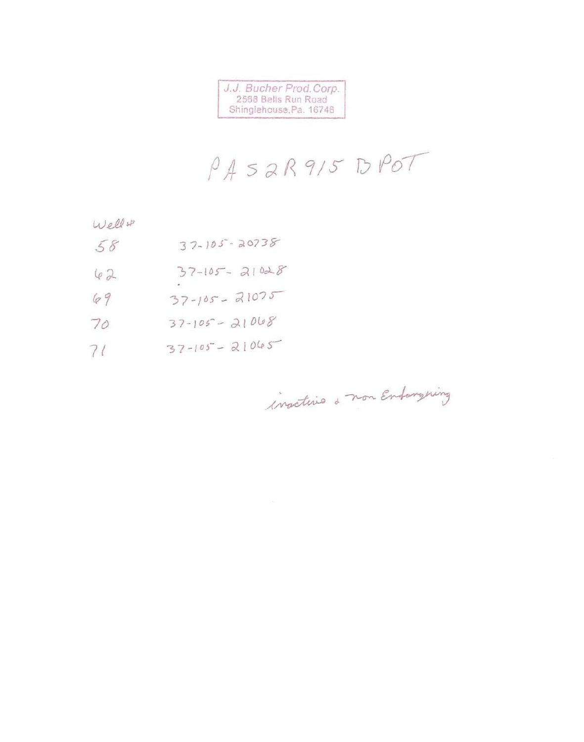J.J. Bucher Prod.Corp.
2568 Bells Run Road
Shinglehouse,Pa. 16748

PA52R915 DPOT

| Well # | |
| --- | --- |
| 58 | 37-105-20738 |
| 62 | 37-105-21028 |
| 69 | 37-105-21075 |
| 70 | 37-105-21068 |
| 71 | 37-105-21065 |

inactive & non Endangering